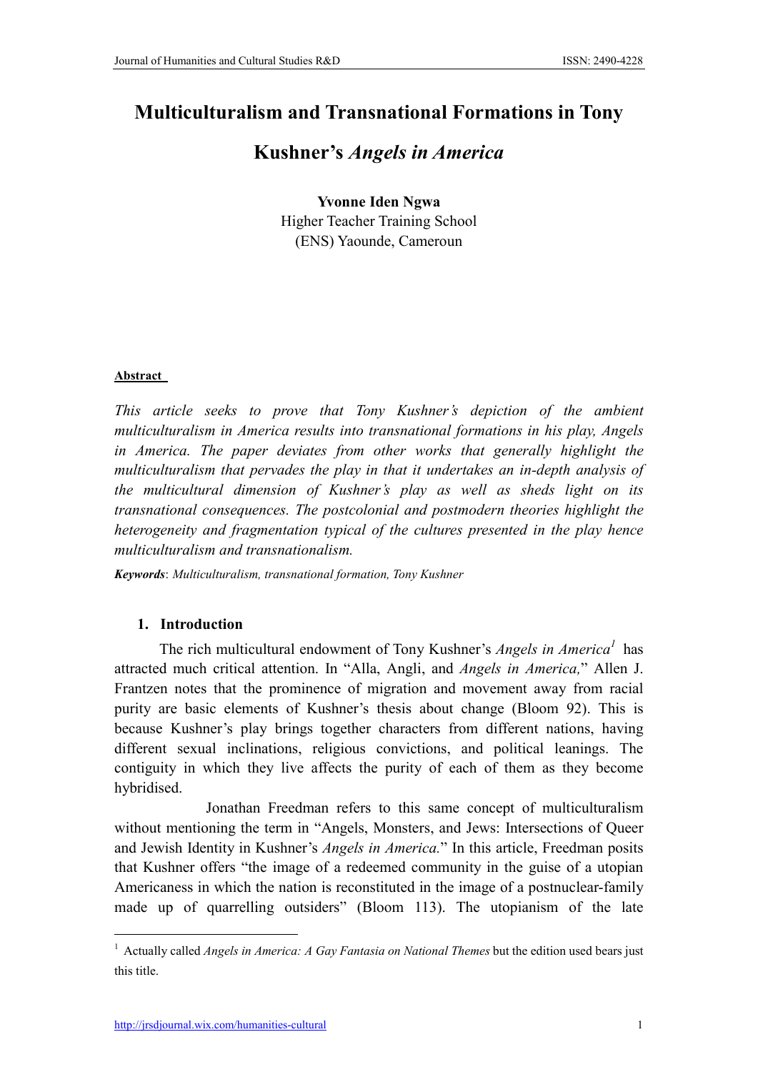# Multiculturalism and Transnational Formations in Tony Kushner's *Angels in America*

**Yvonne Iden Ngwa**
Higher Teacher Training School
(ENS) Yaounde, Cameroun

**Abstract**

*This article seeks to prove that Tony Kushner's depiction of the ambient multiculturalism in America results into transnational formations in his play, Angels in America. The paper deviates from other works that generally highlight the multiculturalism that pervades the play in that it undertakes an in-depth analysis of the multicultural dimension of Kushner's play as well as sheds light on its transnational consequences. The postcolonial and postmodern theories highlight the heterogeneity and fragmentation typical of the cultures presented in the play hence multiculturalism and transnationalism.*

***Keywords***: *Multiculturalism, transnational formation, Tony Kushner*

## 1. Introduction

The rich multicultural endowment of Tony Kushner's *Angels in America*[1] has attracted much critical attention. In "Alla, Angli, and *Angels in America,*" Allen J. Frantzen notes that the prominence of migration and movement away from racial purity are basic elements of Kushner's thesis about change (Bloom 92). This is because Kushner's play brings together characters from different nations, having different sexual inclinations, religious convictions, and political leanings. The contiguity in which they live affects the purity of each of them as they become hybridised.

Jonathan Freedman refers to this same concept of multiculturalism without mentioning the term in "Angels, Monsters, and Jews: Intersections of Queer and Jewish Identity in Kushner's *Angels in America.*" In this article, Freedman posits that Kushner offers "the image of a redeemed community in the guise of a utopian Americaness in which the nation is reconstituted in the image of a postnuclear-family made up of quarrelling outsiders" (Bloom 113). The utopianism of the late

---

[1] Actually called *Angels in America: A Gay Fantasia on National Themes* but the edition used bears just this title.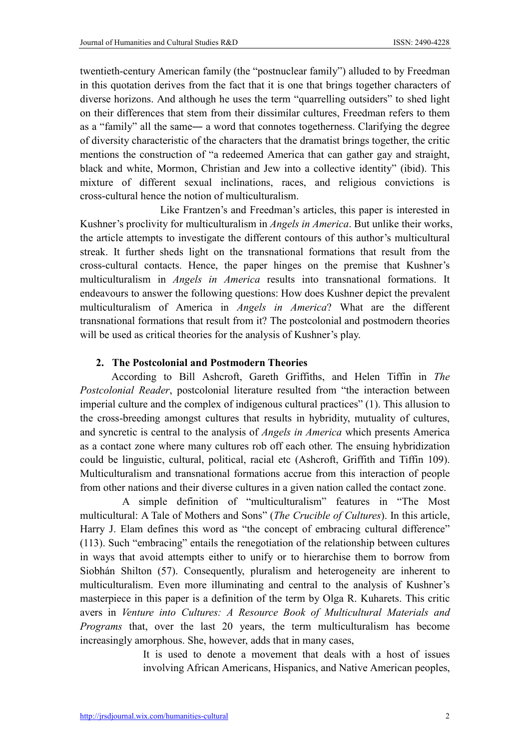twentieth-century American family (the "postnuclear family") alluded to by Freedman in this quotation derives from the fact that it is one that brings together characters of diverse horizons. And although he uses the term "quarrelling outsiders" to shed light on their differences that stem from their dissimilar cultures, Freedman refers to them as a "family" all the same― a word that connotes togetherness. Clarifying the degree of diversity characteristic of the characters that the dramatist brings together, the critic mentions the construction of "a redeemed America that can gather gay and straight, black and white, Mormon, Christian and Jew into a collective identity" (ibid). This mixture of different sexual inclinations, races, and religious convictions is cross-cultural hence the notion of multiculturalism.

Like Frantzen's and Freedman's articles, this paper is interested in Kushner's proclivity for multiculturalism in *Angels in America*. But unlike their works, the article attempts to investigate the different contours of this author's multicultural streak. It further sheds light on the transnational formations that result from the cross-cultural contacts. Hence, the paper hinges on the premise that Kushner's multiculturalism in *Angels in America* results into transnational formations. It endeavours to answer the following questions: How does Kushner depict the prevalent multiculturalism of America in *Angels in America*? What are the different transnational formations that result from it? The postcolonial and postmodern theories will be used as critical theories for the analysis of Kushner's play.

## 2. The Postcolonial and Postmodern Theories

According to Bill Ashcroft, Gareth Griffiths, and Helen Tiffin in *The Postcolonial Reader*, postcolonial literature resulted from "the interaction between imperial culture and the complex of indigenous cultural practices" (1). This allusion to the cross-breeding amongst cultures that results in hybridity, mutuality of cultures, and syncretic is central to the analysis of *Angels in America* which presents America as a contact zone where many cultures rob off each other. The ensuing hybridization could be linguistic, cultural, political, racial etc (Ashcroft, Griffith and Tiffin 109). Multiculturalism and transnational formations accrue from this interaction of people from other nations and their diverse cultures in a given nation called the contact zone.

A simple definition of "multiculturalism" features in "The Most multicultural: A Tale of Mothers and Sons" (*The Crucible of Cultures*). In this article, Harry J. Elam defines this word as "the concept of embracing cultural difference" (113). Such "embracing" entails the renegotiation of the relationship between cultures in ways that avoid attempts either to unify or to hierarchise them to borrow from Siobhán Shilton (57). Consequently, pluralism and heterogeneity are inherent to multiculturalism. Even more illuminating and central to the analysis of Kushner's masterpiece in this paper is a definition of the term by Olga R. Kuharets. This critic avers in *Venture into Cultures: A Resource Book of Multicultural Materials and Programs* that, over the last 20 years, the term multiculturalism has become increasingly amorphous. She, however, adds that in many cases,

> It is used to denote a movement that deals with a host of issues involving African Americans, Hispanics, and Native American peoples,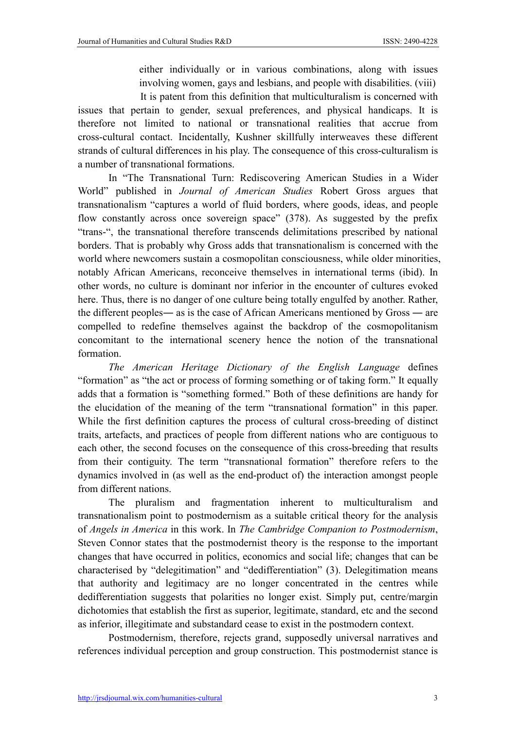> either individually or in various combinations, along with issues involving women, gays and lesbians, and people with disabilities. (viii)

It is patent from this definition that multiculturalism is concerned with issues that pertain to gender, sexual preferences, and physical handicaps. It is therefore not limited to national or transnational realities that accrue from cross-cultural contact. Incidentally, Kushner skillfully interweaves these different strands of cultural differences in his play. The consequence of this cross-culturalism is a number of transnational formations.

In "The Transnational Turn: Rediscovering American Studies in a Wider World" published in *Journal of American Studies* Robert Gross argues that transnationalism "captures a world of fluid borders, where goods, ideas, and people flow constantly across once sovereign space" (378). As suggested by the prefix "trans-", the transnational therefore transcends delimitations prescribed by national borders. That is probably why Gross adds that transnationalism is concerned with the world where newcomers sustain a cosmopolitan consciousness, while older minorities, notably African Americans, reconceive themselves in international terms (ibid). In other words, no culture is dominant nor inferior in the encounter of cultures evoked here. Thus, there is no danger of one culture being totally engulfed by another. Rather, the different peoples— as is the case of African Americans mentioned by Gross — are compelled to redefine themselves against the backdrop of the cosmopolitanism concomitant to the international scenery hence the notion of the transnational formation.

*The American Heritage Dictionary of the English Language* defines "formation" as "the act or process of forming something or of taking form." It equally adds that a formation is "something formed." Both of these definitions are handy for the elucidation of the meaning of the term "transnational formation" in this paper. While the first definition captures the process of cultural cross-breeding of distinct traits, artefacts, and practices of people from different nations who are contiguous to each other, the second focuses on the consequence of this cross-breeding that results from their contiguity. The term "transnational formation" therefore refers to the dynamics involved in (as well as the end-product of) the interaction amongst people from different nations.

The pluralism and fragmentation inherent to multiculturalism and transnationalism point to postmodernism as a suitable critical theory for the analysis of *Angels in America* in this work. In *The Cambridge Companion to Postmodernism*, Steven Connor states that the postmodernist theory is the response to the important changes that have occurred in politics, economics and social life; changes that can be characterised by "delegitimation" and "dedifferentiation" (3). Delegitimation means that authority and legitimacy are no longer concentrated in the centres while dedifferentiation suggests that polarities no longer exist. Simply put, centre/margin dichotomies that establish the first as superior, legitimate, standard, etc and the second as inferior, illegitimate and substandard cease to exist in the postmodern context.

Postmodernism, therefore, rejects grand, supposedly universal narratives and references individual perception and group construction. This postmodernist stance is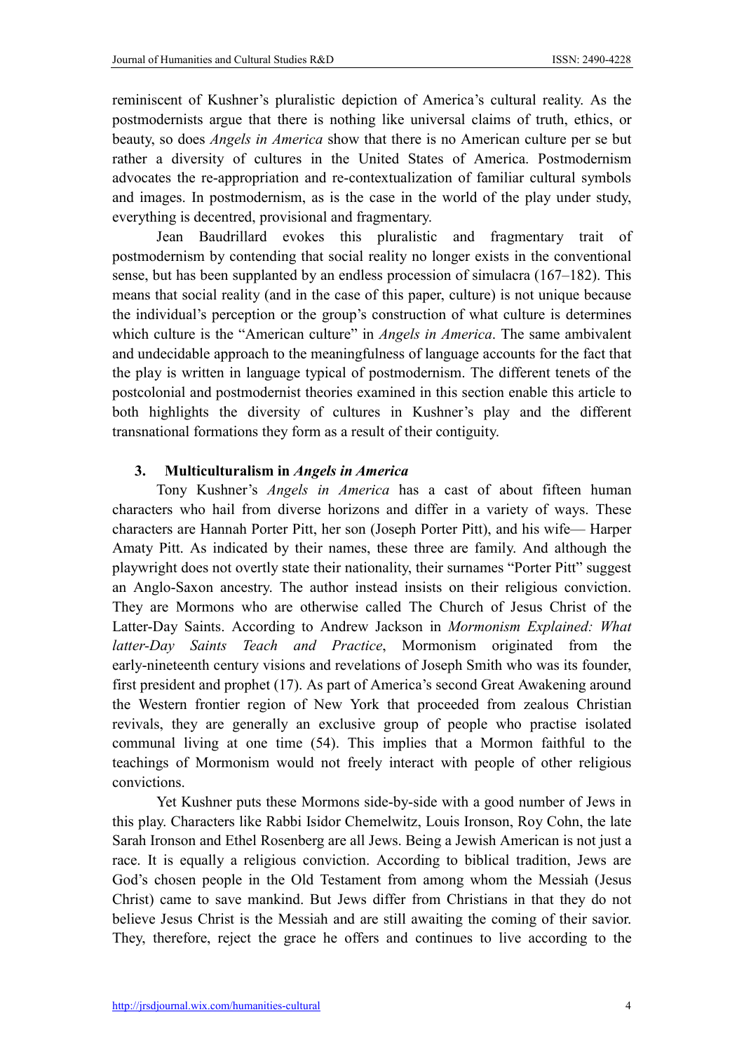reminiscent of Kushner's pluralistic depiction of America's cultural reality. As the postmodernists argue that there is nothing like universal claims of truth, ethics, or beauty, so does *Angels in America* show that there is no American culture per se but rather a diversity of cultures in the United States of America. Postmodernism advocates the re-appropriation and re-contextualization of familiar cultural symbols and images. In postmodernism, as is the case in the world of the play under study, everything is decentred, provisional and fragmentary.

Jean Baudrillard evokes this pluralistic and fragmentary trait of postmodernism by contending that social reality no longer exists in the conventional sense, but has been supplanted by an endless procession of simulacra (167–182). This means that social reality (and in the case of this paper, culture) is not unique because the individual's perception or the group's construction of what culture is determines which culture is the "American culture" in *Angels in America*. The same ambivalent and undecidable approach to the meaningfulness of language accounts for the fact that the play is written in language typical of postmodernism. The different tenets of the postcolonial and postmodernist theories examined in this section enable this article to both highlights the diversity of cultures in Kushner's play and the different transnational formations they form as a result of their contiguity.

## 3. Multiculturalism in *Angels in America*

Tony Kushner's *Angels in America* has a cast of about fifteen human characters who hail from diverse horizons and differ in a variety of ways. These characters are Hannah Porter Pitt, her son (Joseph Porter Pitt), and his wife— Harper Amaty Pitt. As indicated by their names, these three are family. And although the playwright does not overtly state their nationality, their surnames "Porter Pitt" suggest an Anglo-Saxon ancestry. The author instead insists on their religious conviction. They are Mormons who are otherwise called The Church of Jesus Christ of the Latter-Day Saints. According to Andrew Jackson in *Mormonism Explained: What latter-Day Saints Teach and Practice*, Mormonism originated from the early-nineteenth century visions and revelations of Joseph Smith who was its founder, first president and prophet (17). As part of America's second Great Awakening around the Western frontier region of New York that proceeded from zealous Christian revivals, they are generally an exclusive group of people who practise isolated communal living at one time (54). This implies that a Mormon faithful to the teachings of Mormonism would not freely interact with people of other religious convictions.

Yet Kushner puts these Mormons side-by-side with a good number of Jews in this play. Characters like Rabbi Isidor Chemelwitz, Louis Ironson, Roy Cohn, the late Sarah Ironson and Ethel Rosenberg are all Jews. Being a Jewish American is not just a race. It is equally a religious conviction. According to biblical tradition, Jews are God's chosen people in the Old Testament from among whom the Messiah (Jesus Christ) came to save mankind. But Jews differ from Christians in that they do not believe Jesus Christ is the Messiah and are still awaiting the coming of their savior. They, therefore, reject the grace he offers and continues to live according to the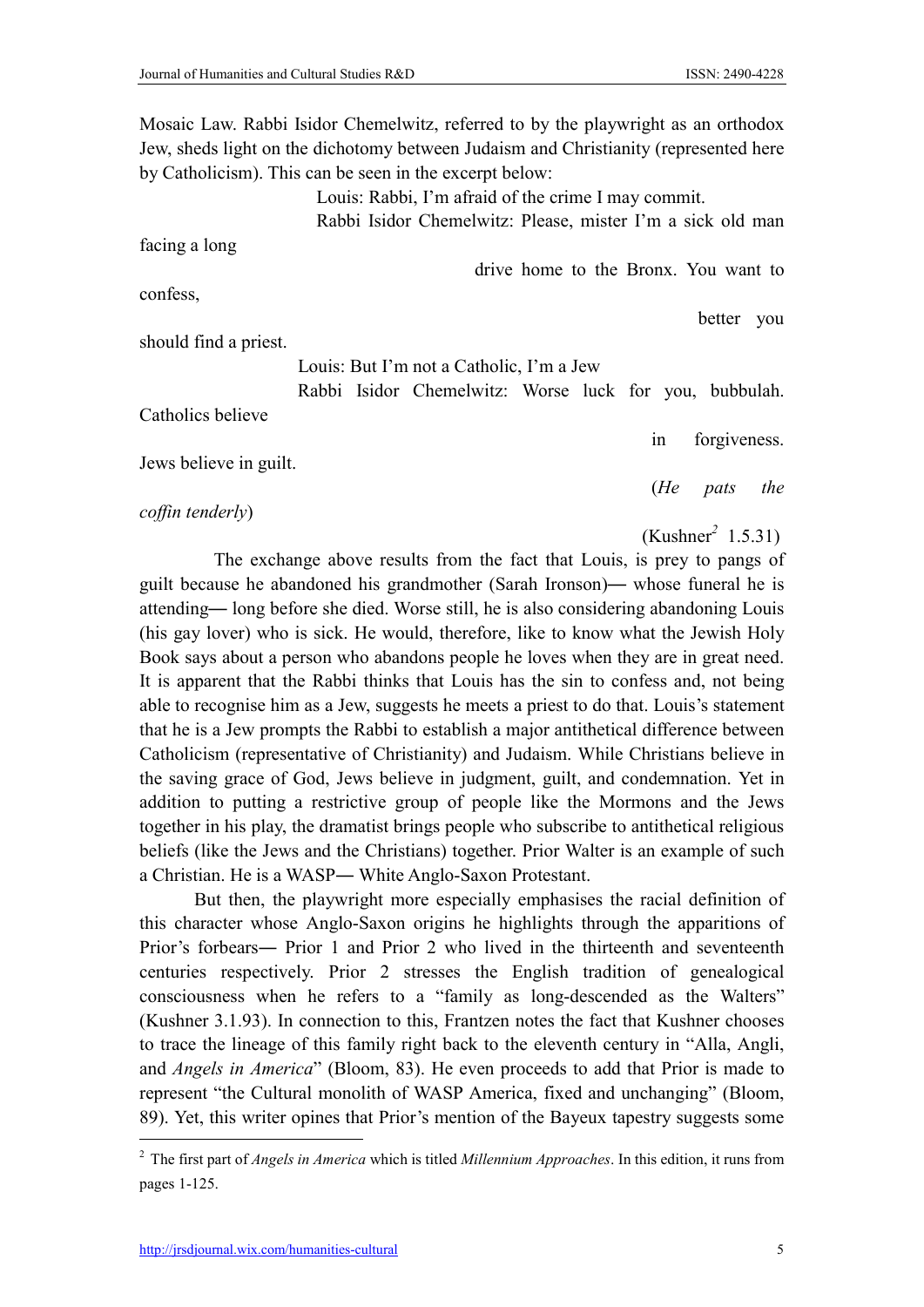Mosaic Law. Rabbi Isidor Chemelwitz, referred to by the playwright as an orthodox Jew, sheds light on the dichotomy between Judaism and Christianity (represented here by Catholicism). This can be seen in the excerpt below:

> Louis: Rabbi, I'm afraid of the crime I may commit.
>
> Rabbi Isidor Chemelwitz: Please, mister I'm a sick old man facing a long drive home to the Bronx. You want to confess, better you should find a priest.
>
> Louis: But I'm not a Catholic, I'm a Jew
>
> Rabbi Isidor Chemelwitz: Worse luck for you, bubbulah. Catholics believe in forgiveness. Jews believe in guilt.
>
> (*He pats the coffin tenderly*)
>
> (Kushner[2] 1.5.31)

The exchange above results from the fact that Louis, is prey to pangs of guilt because he abandoned his grandmother (Sarah Ironson)— whose funeral he is attending— long before she died. Worse still, he is also considering abandoning Louis (his gay lover) who is sick. He would, therefore, like to know what the Jewish Holy Book says about a person who abandons people he loves when they are in great need. It is apparent that the Rabbi thinks that Louis has the sin to confess and, not being able to recognise him as a Jew, suggests he meets a priest to do that. Louis's statement that he is a Jew prompts the Rabbi to establish a major antithetical difference between Catholicism (representative of Christianity) and Judaism. While Christians believe in the saving grace of God, Jews believe in judgment, guilt, and condemnation. Yet in addition to putting a restrictive group of people like the Mormons and the Jews together in his play, the dramatist brings people who subscribe to antithetical religious beliefs (like the Jews and the Christians) together. Prior Walter is an example of such a Christian. He is a WASP— White Anglo-Saxon Protestant.

But then, the playwright more especially emphasises the racial definition of this character whose Anglo-Saxon origins he highlights through the apparitions of Prior's forbears— Prior 1 and Prior 2 who lived in the thirteenth and seventeenth centuries respectively. Prior 2 stresses the English tradition of genealogical consciousness when he refers to a "family as long-descended as the Walters" (Kushner 3.1.93). In connection to this, Frantzen notes the fact that Kushner chooses to trace the lineage of this family right back to the eleventh century in "Alla, Angli, and *Angels in America*" (Bloom, 83). He even proceeds to add that Prior is made to represent "the Cultural monolith of WASP America, fixed and unchanging" (Bloom, 89). Yet, this writer opines that Prior's mention of the Bayeux tapestry suggests some

---

[2] The first part of *Angels in America* which is titled *Millennium Approaches*. In this edition, it runs from pages 1-125.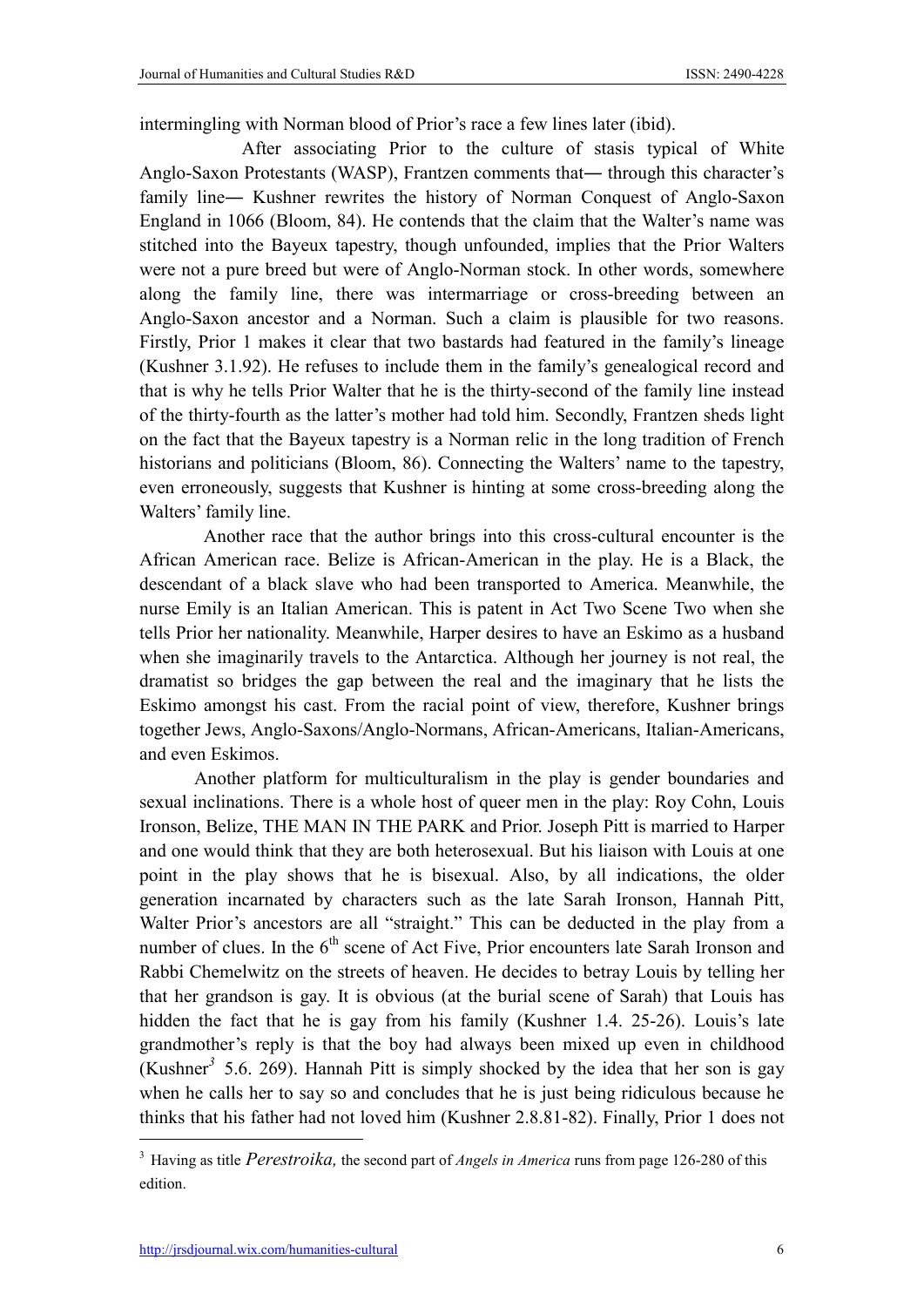intermingling with Norman blood of Prior's race a few lines later (ibid).

After associating Prior to the culture of stasis typical of White Anglo-Saxon Protestants (WASP), Frantzen comments that― through this character's family line― Kushner rewrites the history of Norman Conquest of Anglo-Saxon England in 1066 (Bloom, 84). He contends that the claim that the Walter's name was stitched into the Bayeux tapestry, though unfounded, implies that the Prior Walters were not a pure breed but were of Anglo-Norman stock. In other words, somewhere along the family line, there was intermarriage or cross-breeding between an Anglo-Saxon ancestor and a Norman. Such a claim is plausible for two reasons. Firstly, Prior 1 makes it clear that two bastards had featured in the family's lineage (Kushner 3.1.92). He refuses to include them in the family's genealogical record and that is why he tells Prior Walter that he is the thirty-second of the family line instead of the thirty-fourth as the latter's mother had told him. Secondly, Frantzen sheds light on the fact that the Bayeux tapestry is a Norman relic in the long tradition of French historians and politicians (Bloom, 86). Connecting the Walters' name to the tapestry, even erroneously, suggests that Kushner is hinting at some cross-breeding along the Walters' family line.

Another race that the author brings into this cross-cultural encounter is the African American race. Belize is African-American in the play. He is a Black, the descendant of a black slave who had been transported to America. Meanwhile, the nurse Emily is an Italian American. This is patent in Act Two Scene Two when she tells Prior her nationality. Meanwhile, Harper desires to have an Eskimo as a husband when she imaginarily travels to the Antarctica. Although her journey is not real, the dramatist so bridges the gap between the real and the imaginary that he lists the Eskimo amongst his cast. From the racial point of view, therefore, Kushner brings together Jews, Anglo-Saxons/Anglo-Normans, African-Americans, Italian-Americans, and even Eskimos.

Another platform for multiculturalism in the play is gender boundaries and sexual inclinations. There is a whole host of queer men in the play: Roy Cohn, Louis Ironson, Belize, THE MAN IN THE PARK and Prior. Joseph Pitt is married to Harper and one would think that they are both heterosexual. But his liaison with Louis at one point in the play shows that he is bisexual. Also, by all indications, the older generation incarnated by characters such as the late Sarah Ironson, Hannah Pitt, Walter Prior's ancestors are all "straight." This can be deducted in the play from a number of clues. In the 6th scene of Act Five, Prior encounters late Sarah Ironson and Rabbi Chemelwitz on the streets of heaven. He decides to betray Louis by telling her that her grandson is gay. It is obvious (at the burial scene of Sarah) that Louis has hidden the fact that he is gay from his family (Kushner 1.4. 25-26). Louis's late grandmother's reply is that the boy had always been mixed up even in childhood (Kushner[3] 5.6. 269). Hannah Pitt is simply shocked by the idea that her son is gay when he calls her to say so and concludes that he is just being ridiculous because he thinks that his father had not loved him (Kushner 2.8.81-82). Finally, Prior 1 does not

---

[3] Having as title *Perestroika,* the second part of *Angels in America* runs from page 126-280 of this edition.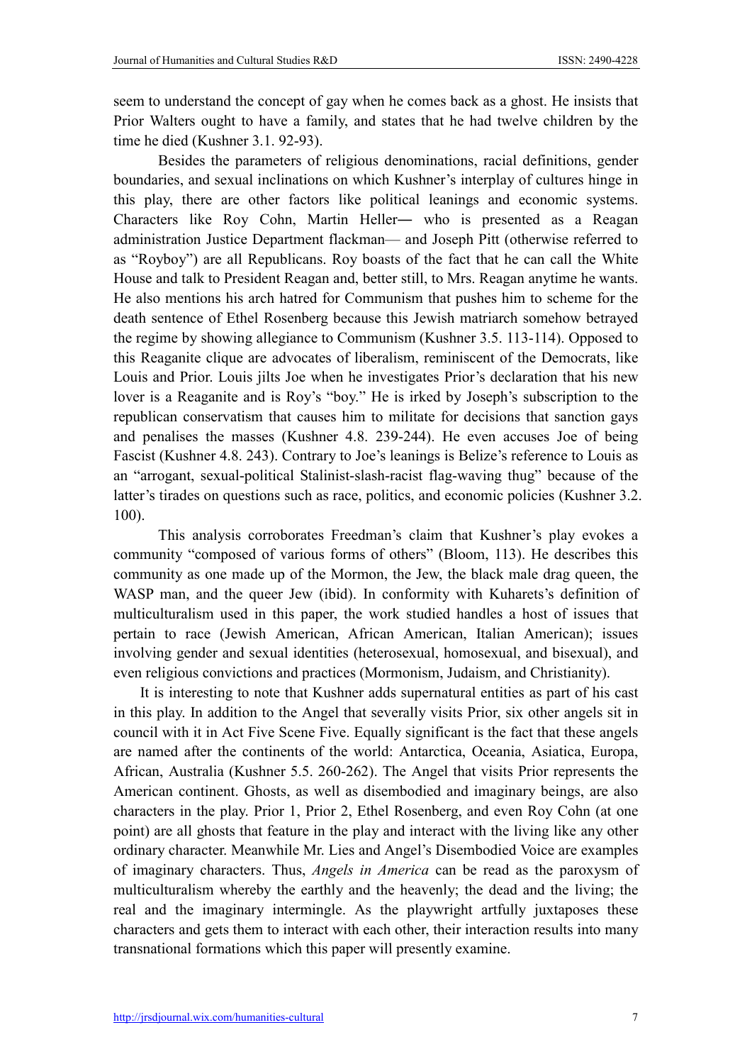seem to understand the concept of gay when he comes back as a ghost. He insists that Prior Walters ought to have a family, and states that he had twelve children by the time he died (Kushner 3.1. 92-93).

Besides the parameters of religious denominations, racial definitions, gender boundaries, and sexual inclinations on which Kushner's interplay of cultures hinge in this play, there are other factors like political leanings and economic systems. Characters like Roy Cohn, Martin Heller― who is presented as a Reagan administration Justice Department flackman— and Joseph Pitt (otherwise referred to as "Royboy") are all Republicans. Roy boasts of the fact that he can call the White House and talk to President Reagan and, better still, to Mrs. Reagan anytime he wants. He also mentions his arch hatred for Communism that pushes him to scheme for the death sentence of Ethel Rosenberg because this Jewish matriarch somehow betrayed the regime by showing allegiance to Communism (Kushner 3.5. 113-114). Opposed to this Reaganite clique are advocates of liberalism, reminiscent of the Democrats, like Louis and Prior. Louis jilts Joe when he investigates Prior's declaration that his new lover is a Reaganite and is Roy's "boy." He is irked by Joseph's subscription to the republican conservatism that causes him to militate for decisions that sanction gays and penalises the masses (Kushner 4.8. 239-244). He even accuses Joe of being Fascist (Kushner 4.8. 243). Contrary to Joe's leanings is Belize's reference to Louis as an "arrogant, sexual-political Stalinist-slash-racist flag-waving thug" because of the latter's tirades on questions such as race, politics, and economic policies (Kushner 3.2. 100).

This analysis corroborates Freedman's claim that Kushner's play evokes a community "composed of various forms of others" (Bloom, 113). He describes this community as one made up of the Mormon, the Jew, the black male drag queen, the WASP man, and the queer Jew (ibid). In conformity with Kuharets's definition of multiculturalism used in this paper, the work studied handles a host of issues that pertain to race (Jewish American, African American, Italian American); issues involving gender and sexual identities (heterosexual, homosexual, and bisexual), and even religious convictions and practices (Mormonism, Judaism, and Christianity).

It is interesting to note that Kushner adds supernatural entities as part of his cast in this play. In addition to the Angel that severally visits Prior, six other angels sit in council with it in Act Five Scene Five. Equally significant is the fact that these angels are named after the continents of the world: Antarctica, Oceania, Asiatica, Europa, African, Australia (Kushner 5.5. 260-262). The Angel that visits Prior represents the American continent. Ghosts, as well as disembodied and imaginary beings, are also characters in the play. Prior 1, Prior 2, Ethel Rosenberg, and even Roy Cohn (at one point) are all ghosts that feature in the play and interact with the living like any other ordinary character. Meanwhile Mr. Lies and Angel's Disembodied Voice are examples of imaginary characters. Thus, *Angels in America* can be read as the paroxysm of multiculturalism whereby the earthly and the heavenly; the dead and the living; the real and the imaginary intermingle. As the playwright artfully juxtaposes these characters and gets them to interact with each other, their interaction results into many transnational formations which this paper will presently examine.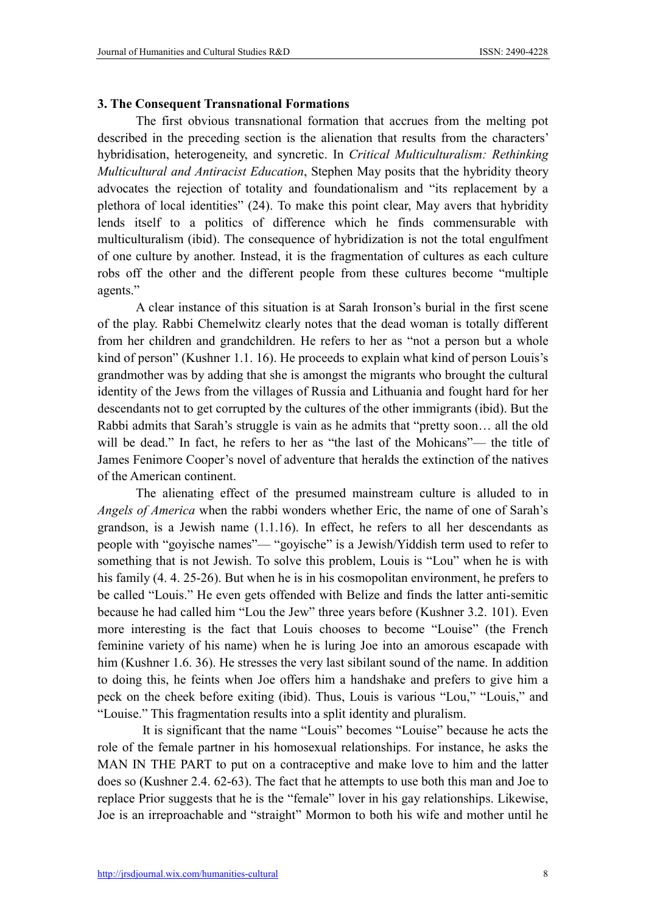### 3. The Consequent Transnational Formations

The first obvious transnational formation that accrues from the melting pot described in the preceding section is the alienation that results from the characters' hybridisation, heterogeneity, and syncretic. In *Critical Multiculturalism: Rethinking Multicultural and Antiracist Education*, Stephen May posits that the hybridity theory advocates the rejection of totality and foundationalism and "its replacement by a plethora of local identities" (24). To make this point clear, May avers that hybridity lends itself to a politics of difference which he finds commensurable with multiculturalism (ibid). The consequence of hybridization is not the total engulfment of one culture by another. Instead, it is the fragmentation of cultures as each culture robs off the other and the different people from these cultures become "multiple agents."

A clear instance of this situation is at Sarah Ironson's burial in the first scene of the play. Rabbi Chemelwitz clearly notes that the dead woman is totally different from her children and grandchildren. He refers to her as "not a person but a whole kind of person" (Kushner 1.1. 16). He proceeds to explain what kind of person Louis's grandmother was by adding that she is amongst the migrants who brought the cultural identity of the Jews from the villages of Russia and Lithuania and fought hard for her descendants not to get corrupted by the cultures of the other immigrants (ibid). But the Rabbi admits that Sarah's struggle is vain as he admits that "pretty soon… all the old will be dead." In fact, he refers to her as "the last of the Mohicans"— the title of James Fenimore Cooper's novel of adventure that heralds the extinction of the natives of the American continent.

The alienating effect of the presumed mainstream culture is alluded to in *Angels of America* when the rabbi wonders whether Eric, the name of one of Sarah's grandson, is a Jewish name (1.1.16). In effect, he refers to all her descendants as people with "goyische names"— "goyische" is a Jewish/Yiddish term used to refer to something that is not Jewish. To solve this problem, Louis is "Lou" when he is with his family (4. 4. 25-26). But when he is in his cosmopolitan environment, he prefers to be called "Louis." He even gets offended with Belize and finds the latter anti-semitic because he had called him "Lou the Jew" three years before (Kushner 3.2. 101). Even more interesting is the fact that Louis chooses to become "Louise" (the French feminine variety of his name) when he is luring Joe into an amorous escapade with him (Kushner 1.6. 36). He stresses the very last sibilant sound of the name. In addition to doing this, he feints when Joe offers him a handshake and prefers to give him a peck on the cheek before exiting (ibid). Thus, Louis is various "Lou," "Louis," and "Louise." This fragmentation results into a split identity and pluralism.

It is significant that the name "Louis" becomes "Louise" because he acts the role of the female partner in his homosexual relationships. For instance, he asks the MAN IN THE PART to put on a contraceptive and make love to him and the latter does so (Kushner 2.4. 62-63). The fact that he attempts to use both this man and Joe to replace Prior suggests that he is the "female" lover in his gay relationships. Likewise, Joe is an irreproachable and "straight" Mormon to both his wife and mother until he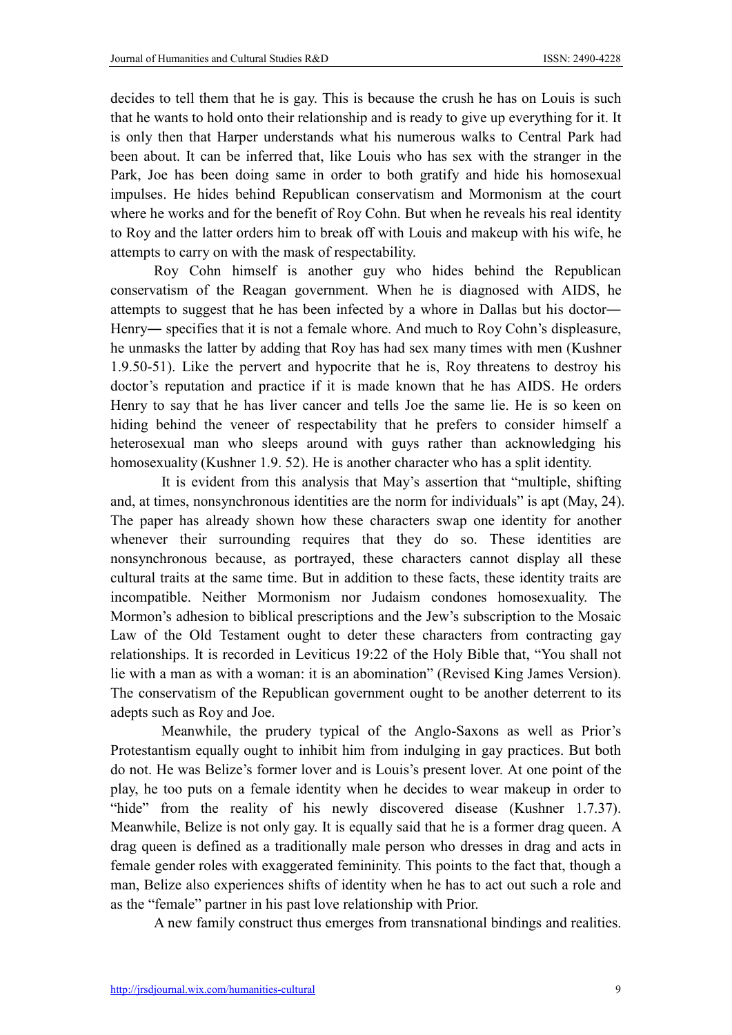decides to tell them that he is gay. This is because the crush he has on Louis is such that he wants to hold onto their relationship and is ready to give up everything for it. It is only then that Harper understands what his numerous walks to Central Park had been about. It can be inferred that, like Louis who has sex with the stranger in the Park, Joe has been doing same in order to both gratify and hide his homosexual impulses. He hides behind Republican conservatism and Mormonism at the court where he works and for the benefit of Roy Cohn. But when he reveals his real identity to Roy and the latter orders him to break off with Louis and makeup with his wife, he attempts to carry on with the mask of respectability.

Roy Cohn himself is another guy who hides behind the Republican conservatism of the Reagan government. When he is diagnosed with AIDS, he attempts to suggest that he has been infected by a whore in Dallas but his doctor― Henry― specifies that it is not a female whore. And much to Roy Cohn's displeasure, he unmasks the latter by adding that Roy has had sex many times with men (Kushner 1.9.50-51). Like the pervert and hypocrite that he is, Roy threatens to destroy his doctor's reputation and practice if it is made known that he has AIDS. He orders Henry to say that he has liver cancer and tells Joe the same lie. He is so keen on hiding behind the veneer of respectability that he prefers to consider himself a heterosexual man who sleeps around with guys rather than acknowledging his homosexuality (Kushner 1.9. 52). He is another character who has a split identity.

It is evident from this analysis that May's assertion that "multiple, shifting and, at times, nonsynchronous identities are the norm for individuals" is apt (May, 24). The paper has already shown how these characters swap one identity for another whenever their surrounding requires that they do so. These identities are nonsynchronous because, as portrayed, these characters cannot display all these cultural traits at the same time. But in addition to these facts, these identity traits are incompatible. Neither Mormonism nor Judaism condones homosexuality. The Mormon's adhesion to biblical prescriptions and the Jew's subscription to the Mosaic Law of the Old Testament ought to deter these characters from contracting gay relationships. It is recorded in Leviticus 19:22 of the Holy Bible that, "You shall not lie with a man as with a woman: it is an abomination" (Revised King James Version). The conservatism of the Republican government ought to be another deterrent to its adepts such as Roy and Joe.

Meanwhile, the prudery typical of the Anglo-Saxons as well as Prior's Protestantism equally ought to inhibit him from indulging in gay practices. But both do not. He was Belize's former lover and is Louis's present lover. At one point of the play, he too puts on a female identity when he decides to wear makeup in order to "hide" from the reality of his newly discovered disease (Kushner 1.7.37). Meanwhile, Belize is not only gay. It is equally said that he is a former drag queen. A drag queen is defined as a traditionally male person who dresses in drag and acts in female gender roles with exaggerated femininity. This points to the fact that, though a man, Belize also experiences shifts of identity when he has to act out such a role and as the "female" partner in his past love relationship with Prior.

A new family construct thus emerges from transnational bindings and realities.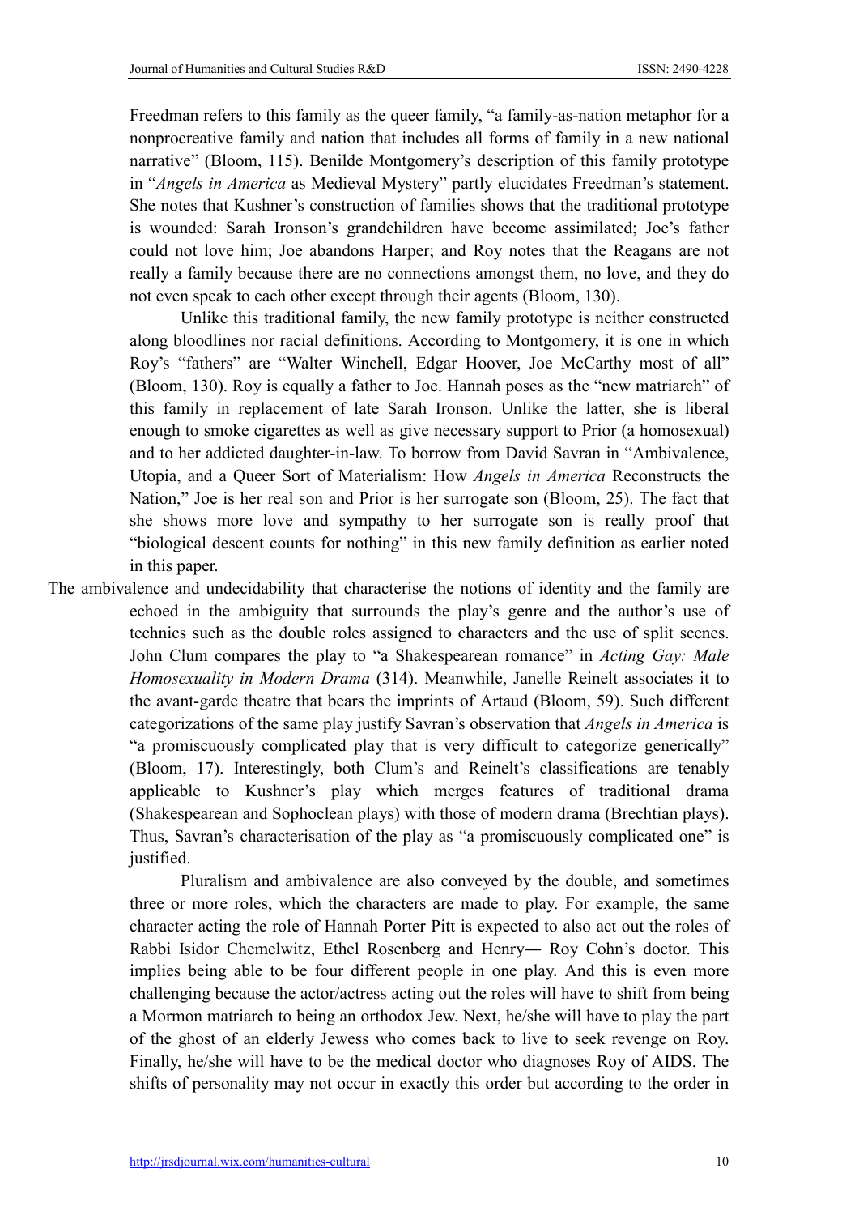Freedman refers to this family as the queer family, "a family-as-nation metaphor for a nonprocreative family and nation that includes all forms of family in a new national narrative" (Bloom, 115). Benilde Montgomery's description of this family prototype in "*Angels in America* as Medieval Mystery" partly elucidates Freedman's statement. She notes that Kushner's construction of families shows that the traditional prototype is wounded: Sarah Ironson's grandchildren have become assimilated; Joe's father could not love him; Joe abandons Harper; and Roy notes that the Reagans are not really a family because there are no connections amongst them, no love, and they do not even speak to each other except through their agents (Bloom, 130).

Unlike this traditional family, the new family prototype is neither constructed along bloodlines nor racial definitions. According to Montgomery, it is one in which Roy's "fathers" are "Walter Winchell, Edgar Hoover, Joe McCarthy most of all" (Bloom, 130). Roy is equally a father to Joe. Hannah poses as the "new matriarch" of this family in replacement of late Sarah Ironson. Unlike the latter, she is liberal enough to smoke cigarettes as well as give necessary support to Prior (a homosexual) and to her addicted daughter-in-law. To borrow from David Savran in "Ambivalence, Utopia, and a Queer Sort of Materialism: How *Angels in America* Reconstructs the Nation," Joe is her real son and Prior is her surrogate son (Bloom, 25). The fact that she shows more love and sympathy to her surrogate son is really proof that "biological descent counts for nothing" in this new family definition as earlier noted in this paper.

The ambivalence and undecidability that characterise the notions of identity and the family are echoed in the ambiguity that surrounds the play's genre and the author's use of technics such as the double roles assigned to characters and the use of split scenes. John Clum compares the play to "a Shakespearean romance" in *Acting Gay: Male Homosexuality in Modern Drama* (314). Meanwhile, Janelle Reinelt associates it to the avant-garde theatre that bears the imprints of Artaud (Bloom, 59). Such different categorizations of the same play justify Savran's observation that *Angels in America* is "a promiscuously complicated play that is very difficult to categorize generically" (Bloom, 17). Interestingly, both Clum's and Reinelt's classifications are tenably applicable to Kushner's play which merges features of traditional drama (Shakespearean and Sophoclean plays) with those of modern drama (Brechtian plays). Thus, Savran's characterisation of the play as "a promiscuously complicated one" is justified.

Pluralism and ambivalence are also conveyed by the double, and sometimes three or more roles, which the characters are made to play. For example, the same character acting the role of Hannah Porter Pitt is expected to also act out the roles of Rabbi Isidor Chemelwitz, Ethel Rosenberg and Henry― Roy Cohn's doctor. This implies being able to be four different people in one play. And this is even more challenging because the actor/actress acting out the roles will have to shift from being a Mormon matriarch to being an orthodox Jew. Next, he/she will have to play the part of the ghost of an elderly Jewess who comes back to live to seek revenge on Roy. Finally, he/she will have to be the medical doctor who diagnoses Roy of AIDS. The shifts of personality may not occur in exactly this order but according to the order in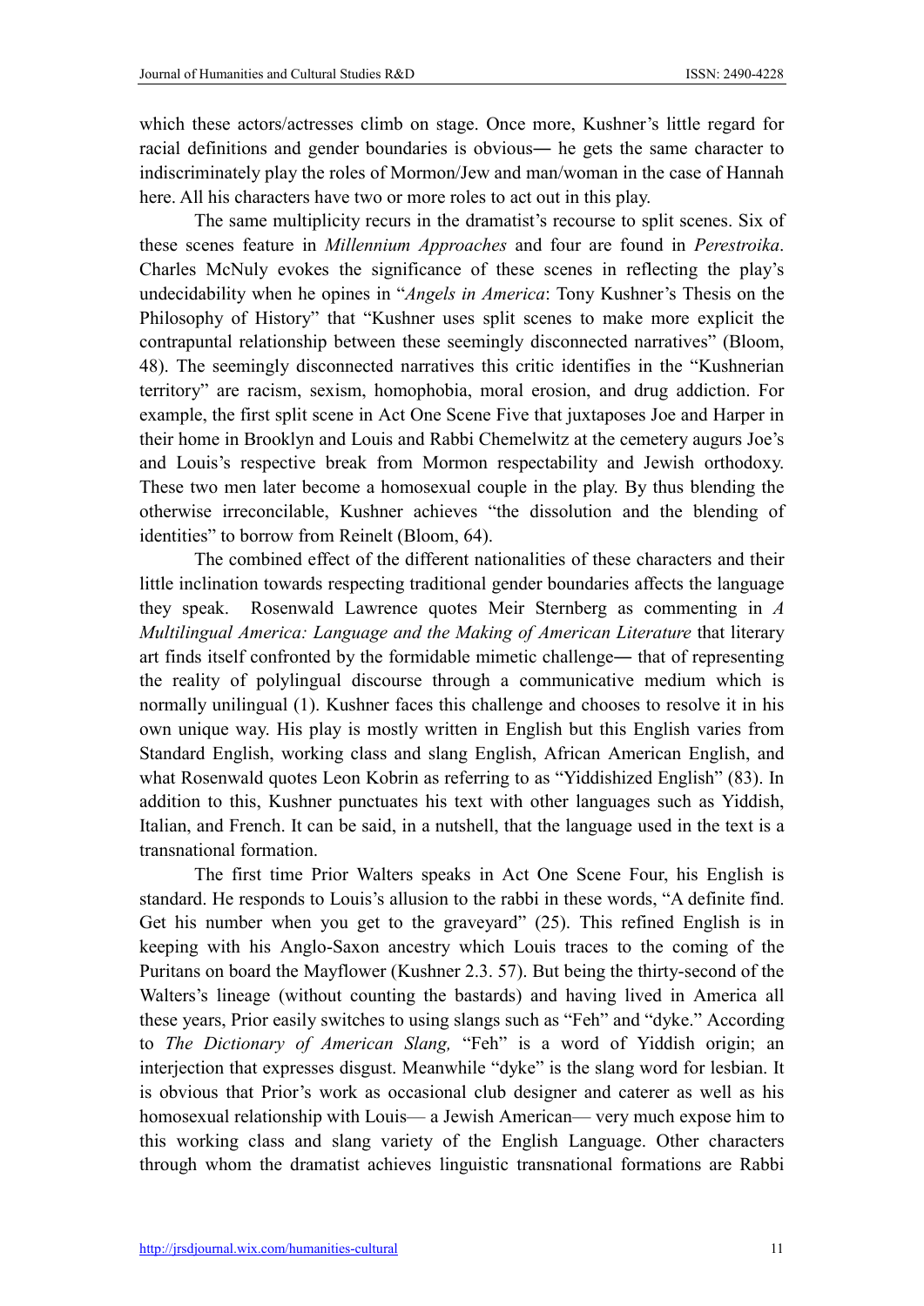which these actors/actresses climb on stage. Once more, Kushner's little regard for racial definitions and gender boundaries is obvious— he gets the same character to indiscriminately play the roles of Mormon/Jew and man/woman in the case of Hannah here. All his characters have two or more roles to act out in this play.

The same multiplicity recurs in the dramatist's recourse to split scenes. Six of these scenes feature in *Millennium Approaches* and four are found in *Perestroika*. Charles McNuly evokes the significance of these scenes in reflecting the play's undecidability when he opines in "*Angels in America*: Tony Kushner's Thesis on the Philosophy of History" that "Kushner uses split scenes to make more explicit the contrapuntal relationship between these seemingly disconnected narratives" (Bloom, 48). The seemingly disconnected narratives this critic identifies in the "Kushnerian territory" are racism, sexism, homophobia, moral erosion, and drug addiction. For example, the first split scene in Act One Scene Five that juxtaposes Joe and Harper in their home in Brooklyn and Louis and Rabbi Chemelwitz at the cemetery augurs Joe's and Louis's respective break from Mormon respectability and Jewish orthodoxy. These two men later become a homosexual couple in the play. By thus blending the otherwise irreconcilable, Kushner achieves "the dissolution and the blending of identities" to borrow from Reinelt (Bloom, 64).

The combined effect of the different nationalities of these characters and their little inclination towards respecting traditional gender boundaries affects the language they speak. Rosenwald Lawrence quotes Meir Sternberg as commenting in *A Multilingual America: Language and the Making of American Literature* that literary art finds itself confronted by the formidable mimetic challenge— that of representing the reality of polylingual discourse through a communicative medium which is normally unilingual (1). Kushner faces this challenge and chooses to resolve it in his own unique way. His play is mostly written in English but this English varies from Standard English, working class and slang English, African American English, and what Rosenwald quotes Leon Kobrin as referring to as "Yiddishized English" (83). In addition to this, Kushner punctuates his text with other languages such as Yiddish, Italian, and French. It can be said, in a nutshell, that the language used in the text is a transnational formation.

The first time Prior Walters speaks in Act One Scene Four, his English is standard. He responds to Louis's allusion to the rabbi in these words, "A definite find. Get his number when you get to the graveyard" (25). This refined English is in keeping with his Anglo-Saxon ancestry which Louis traces to the coming of the Puritans on board the Mayflower (Kushner 2.3. 57). But being the thirty-second of the Walters's lineage (without counting the bastards) and having lived in America all these years, Prior easily switches to using slangs such as "Feh" and "dyke." According to *The Dictionary of American Slang,* "Feh" is a word of Yiddish origin; an interjection that expresses disgust. Meanwhile "dyke" is the slang word for lesbian. It is obvious that Prior's work as occasional club designer and caterer as well as his homosexual relationship with Louis— a Jewish American— very much expose him to this working class and slang variety of the English Language. Other characters through whom the dramatist achieves linguistic transnational formations are Rabbi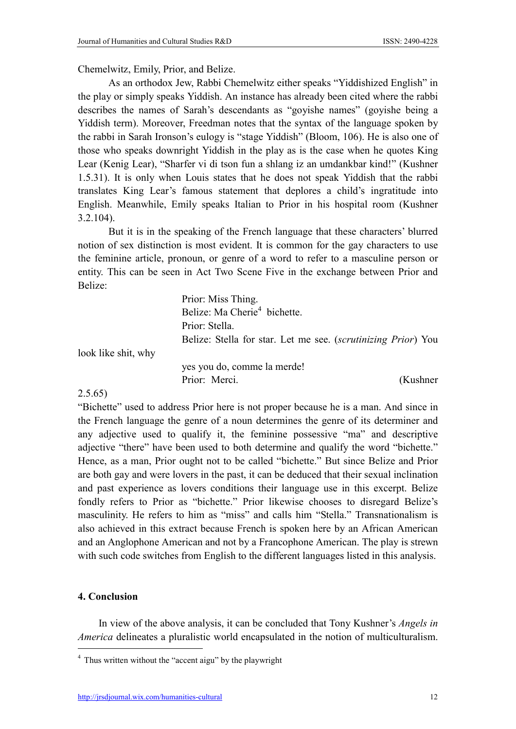Chemelwitz, Emily, Prior, and Belize.

As an orthodox Jew, Rabbi Chemelwitz either speaks "Yiddishized English" in the play or simply speaks Yiddish. An instance has already been cited where the rabbi describes the names of Sarah's descendants as "goyishe names" (goyishe being a Yiddish term). Moreover, Freedman notes that the syntax of the language spoken by the rabbi in Sarah Ironson's eulogy is "stage Yiddish" (Bloom, 106). He is also one of those who speaks downright Yiddish in the play as is the case when he quotes King Lear (Kenig Lear), "Sharfer vi di tson fun a shlang iz an umdankbar kind!" (Kushner 1.5.31). It is only when Louis states that he does not speak Yiddish that the rabbi translates King Lear's famous statement that deplores a child's ingratitude into English. Meanwhile, Emily speaks Italian to Prior in his hospital room (Kushner 3.2.104).

But it is in the speaking of the French language that these characters' blurred notion of sex distinction is most evident. It is common for the gay characters to use the feminine article, pronoun, or genre of a word to refer to a masculine person or entity. This can be seen in Act Two Scene Five in the exchange between Prior and Belize:

> Prior: Miss Thing.
> Belize: Ma Cherie[4] bichette.
> Prior: Stella.
> Belize: Stella for star. Let me see. (*scrutinizing Prior*) You look like shit, why yes you do, comme la merde!
> Prior: Merci. (Kushner 2.5.65)

"Bichette" used to address Prior here is not proper because he is a man. And since in the French language the genre of a noun determines the genre of its determiner and any adjective used to qualify it, the feminine possessive "ma" and descriptive adjective "there" have been used to both determine and qualify the word "bichette." Hence, as a man, Prior ought not to be called "bichette." But since Belize and Prior are both gay and were lovers in the past, it can be deduced that their sexual inclination and past experience as lovers conditions their language use in this excerpt. Belize fondly refers to Prior as "bichette." Prior likewise chooses to disregard Belize's masculinity. He refers to him as "miss" and calls him "Stella." Transnationalism is also achieved in this extract because French is spoken here by an African American and an Anglophone American and not by a Francophone American. The play is strewn with such code switches from English to the different languages listed in this analysis.

## 4. Conclusion

In view of the above analysis, it can be concluded that Tony Kushner's *Angels in America* delineates a pluralistic world encapsulated in the notion of multiculturalism.

[4] Thus written without the "accent aigu" by the playwright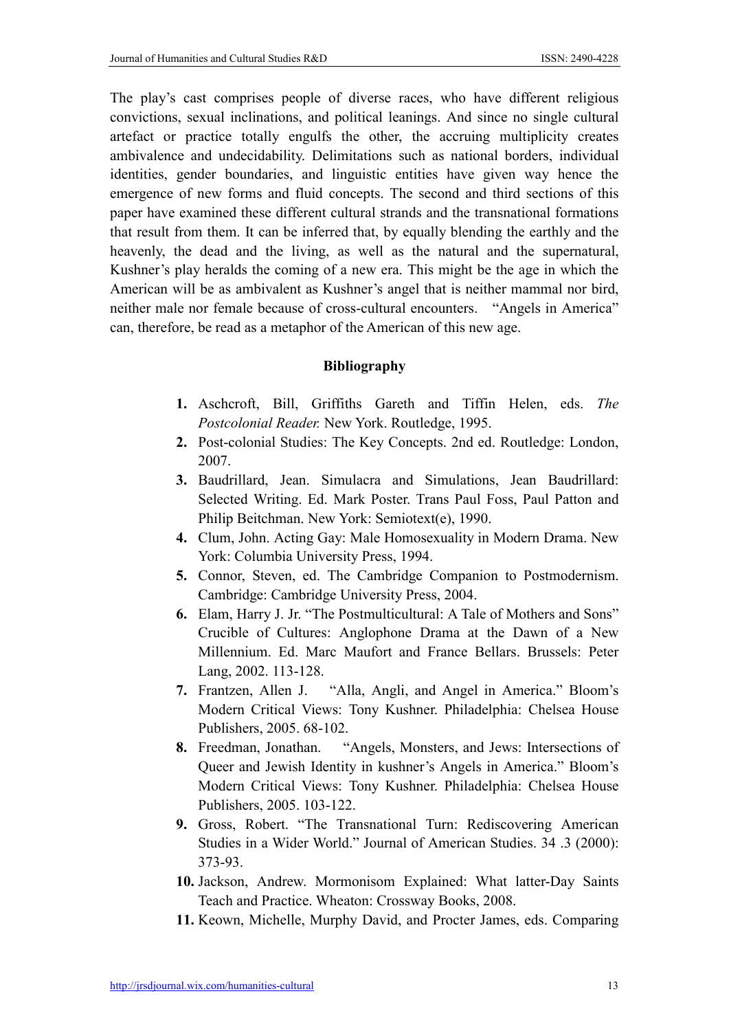The play's cast comprises people of diverse races, who have different religious convictions, sexual inclinations, and political leanings. And since no single cultural artefact or practice totally engulfs the other, the accruing multiplicity creates ambivalence and undecidability. Delimitations such as national borders, individual identities, gender boundaries, and linguistic entities have given way hence the emergence of new forms and fluid concepts. The second and third sections of this paper have examined these different cultural strands and the transnational formations that result from them. It can be inferred that, by equally blending the earthly and the heavenly, the dead and the living, as well as the natural and the supernatural, Kushner's play heralds the coming of a new era. This might be the age in which the American will be as ambivalent as Kushner's angel that is neither mammal nor bird, neither male nor female because of cross-cultural encounters. "Angels in America" can, therefore, be read as a metaphor of the American of this new age.

## Bibliography

1. Aschcroft, Bill, Griffiths Gareth and Tiffin Helen, eds. *The Postcolonial Reader.* New York. Routledge, 1995.
2. Post-colonial Studies: The Key Concepts. 2nd ed. Routledge: London, 2007.
3. Baudrillard, Jean. Simulacra and Simulations, Jean Baudrillard: Selected Writing. Ed. Mark Poster. Trans Paul Foss, Paul Patton and Philip Beitchman. New York: Semiotext(e), 1990.
4. Clum, John. Acting Gay: Male Homosexuality in Modern Drama. New York: Columbia University Press, 1994.
5. Connor, Steven, ed. The Cambridge Companion to Postmodernism. Cambridge: Cambridge University Press, 2004.
6. Elam, Harry J. Jr. "The Postmulticultural: A Tale of Mothers and Sons" Crucible of Cultures: Anglophone Drama at the Dawn of a New Millennium. Ed. Marc Maufort and France Bellars. Brussels: Peter Lang, 2002. 113-128.
7. Frantzen, Allen J. "Alla, Angli, and Angel in America." Bloom's Modern Critical Views: Tony Kushner. Philadelphia: Chelsea House Publishers, 2005. 68-102.
8. Freedman, Jonathan. "Angels, Monsters, and Jews: Intersections of Queer and Jewish Identity in kushner's Angels in America." Bloom's Modern Critical Views: Tony Kushner. Philadelphia: Chelsea House Publishers, 2005. 103-122.
9. Gross, Robert. "The Transnational Turn: Rediscovering American Studies in a Wider World." Journal of American Studies. 34 .3 (2000): 373-93.
10. Jackson, Andrew. Mormonisom Explained: What latter-Day Saints Teach and Practice. Wheaton: Crossway Books, 2008.
11. Keown, Michelle, Murphy David, and Procter James, eds. Comparing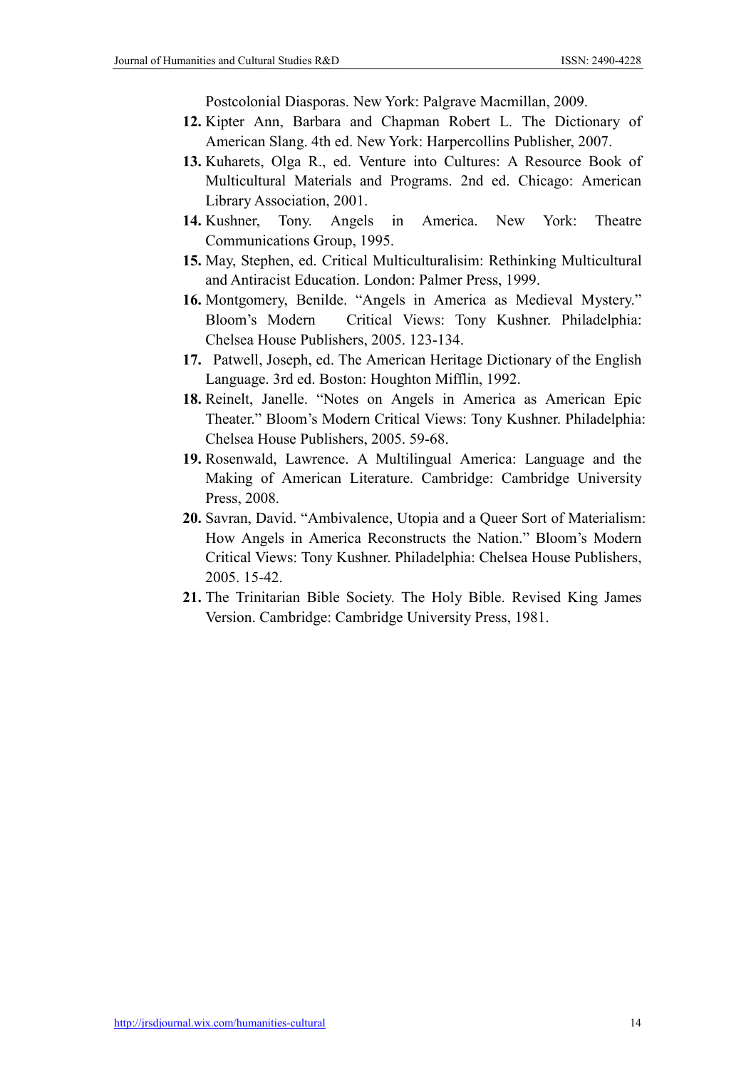Postcolonial Diasporas. New York: Palgrave Macmillan, 2009.

12. Kipter Ann, Barbara and Chapman Robert L. The Dictionary of American Slang. 4th ed. New York: Harpercollins Publisher, 2007.
13. Kuharets, Olga R., ed. Venture into Cultures: A Resource Book of Multicultural Materials and Programs. 2nd ed. Chicago: American Library Association, 2001.
14. Kushner, Tony. Angels in America. New York: Theatre Communications Group, 1995.
15. May, Stephen, ed. Critical Multiculturalisim: Rethinking Multicultural and Antiracist Education. London: Palmer Press, 1999.
16. Montgomery, Benilde. “Angels in America as Medieval Mystery.” Bloom’s Modern Critical Views: Tony Kushner. Philadelphia: Chelsea House Publishers, 2005. 123-134.
17. Patwell, Joseph, ed. The American Heritage Dictionary of the English Language. 3rd ed. Boston: Houghton Mifflin, 1992.
18. Reinelt, Janelle. “Notes on Angels in America as American Epic Theater.” Bloom’s Modern Critical Views: Tony Kushner. Philadelphia: Chelsea House Publishers, 2005. 59-68.
19. Rosenwald, Lawrence. A Multilingual America: Language and the Making of American Literature. Cambridge: Cambridge University Press, 2008.
20. Savran, David. “Ambivalence, Utopia and a Queer Sort of Materialism: How Angels in America Reconstructs the Nation.” Bloom’s Modern Critical Views: Tony Kushner. Philadelphia: Chelsea House Publishers, 2005. 15-42.
21. The Trinitarian Bible Society. The Holy Bible. Revised King James Version. Cambridge: Cambridge University Press, 1981.